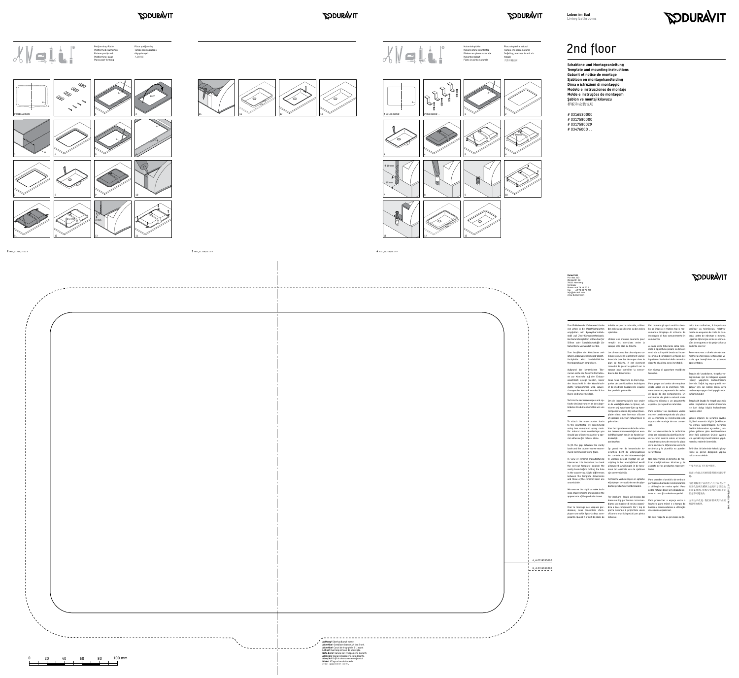Leben im Bad
Living bathrooms

# 2nd floor

**Schablone und Montageanleitung**
**Template and mounting instructions**
**Gabarit et notice de montage**
**Sjabloon en montagehandleiding**
**Dima e istruzioni di montaggio**
**Modelo e instrucciones de montaje**
**Molde e instruções de montagem**
**Şablon ve montaj kılavuzu**
样板和安装说明

\# 0316530000
\# 0317580000
\# 0317580029
\# 03476000 . .

Postforming-Platte
Postformed countertop
Plateau postformé
Postforming-plaat
Piano post-forming
Placa postforming
Tampo contraplacado
Ahşap tezgah
人造合板

\# 0316530000

Natursteinplatte
Natural stone countertop
Plateau en pierre naturelle
Natuursteenplaat
Piano in pietra naturale
Placa de piedra natural
Tampo em pedra natural
Doğal taş, mermer, Granit vb. tezgah
天然石材台面

\# 0316530000
\# 00503600

Ø 10 mm
15 mm
≤ 10 mm
Ø 2 mm
3 mm

Duravit AG
P.O. Box 240
Werderstr. 36
78132 Hornberg
Germany
Phone +49 78 33 70 0
Fax +49 78 33 70 289
info@duravit.com
www.duravit.com

Zum Einkleben der Einbauwaschtische von unten in die Waschtischplatten empfehlen wir Epoxydharz-Klebstoff auf Zwei-Komponentenbasis. Bei Natursteinplatten sollten hierfür Silikon oder Spezialklebstoffe für Natursteine verwendet werden.

Zum Ausfüllen der Hohlräume zwischen Einbauwaschtisch und Waschtischplatte wird handelsüblicher Montageschaum empfohlen.

Aufgrund der keramischen Toleranzen sollte die Ausschnittschablone zur Kontrolle auf den Einbauwaschtisch gelegt werden, bevor der Ausschnitt in die Waschtischplatte vorgenommen wird. Abweichungen der Keramik von der Schablone sind unvermeidbar.

Technische Verbesserungen und optische Veränderungen an den abgebildeten Produkten behalten wir uns vor.

To attach the undercounter basin to the countertop we recommend using two compound epoxy resin. For natural stone countertops you should use silicone sealant or a special adhesive for natural stone.

To fill the gap between the vanity basin and the countertop we recommend commercial filling foam.

In view of ceramic manufacturing tolerances it is important to check the cut-out template against the vanity basin before cutting the hole in the countertop. Slight differences between the template dimensions and those of the ceramic basin are unavoidable.

We reserve the right to make technical improvements and enhance the appearance of the products shown.

Pour le montage des vasques par-dessous, nous conseillons d'employer une colle époxy à deux composants. Quand il s'agit de plans de toilette en pierre naturelle, utiliser des colles aux silicones ou des colles spéciales.

Utiliser une mousse courante pour remplir les interstices entre la vasque et le plan de toilette.

Les dimensions des céramiques sanitaires peuvent légèrement varier. Avant de faire les découpes dans le plan de toilette, il est vivement conseillé de poser le gabarit sur la vasque pour contrôler la concordance des dimensions.

Nous nous réservons le droit d'apporter des améliorations techniques et de modifier l'apparence visuelle des produits présentés.

Om de inbouwwastafels van onder in de wastafelbladen te lijmen, adviseren wij epoxyhars-lijm op tweecomponentenbasis. Bij natuursteenplaten dient men hiervoor silicone of speciale lijm voor natuursteen te gebruiken.

Voor het opvullen van de holle ruimtes tussen inbouwwastafel en wastafelblad wordt een in de handel gebruikelijk montageschuim aanbevolen.

Op grond van de keramische toleranties dient de uitsnijsjabloon ter controle op de inbouwwastafel te worden gelegd voordat de uitsnijding in het wastafelblad wordt uitgevoerd. Afwijkingen in de keramiek ten opzichte van de sjabloon zijn onvermijdelijk.

Technische verbeteringen en optische wijzigingen ten opzichte van de afgebeelde producten voorbehouden.

Per incollare i lavabi ad incasso dal basso nei top per lavabo raccomandiamo un mastice di resina epossidica a due componenti. Per i top di pietra naturale è preferibile usare silicone o mastici speciali per pietra naturale.

Per colmare gli spazi vuoti tra lavabo ad incasso e relativo top si raccomanda l'impiego di schiuma da montaggio di tipo comunemente in commercio.

A causa delle tolleranze della ceramica è opportuno posare la dima di controllo sul top del lavabo ad incasso prima di procedere al taglio del top stesso. Variazioni della ceramica rispetto alla dima sono inevitabili.

Con riserva di apportare modifiche tecniche.

Para pegar un lavabo de empotrar desde abajo en la encimera recomendamos un pegamento de resina de Epoxi de dos componentes. En encimeras de piedra natural debe utilizarse silicona o un pegamento especial para piedras naturales.

Para rellenar las cavidades vacías entre el lavabo empotrado y la placa de la encimera se recomienda una espuma de montaje de uso comercial.

Por las tolerancias de la cerámica debe ser colocada la plantilla del recorte como control sobre el lavabo empotrado antes de recortar la placa de la encimera. Diferencias entre la cerámica y la plantilla no pueden ser evitadas.

Nos reservamos el derecho de realizar modificaciones técnicas y de aspecto de los productos representados.

Para prender o lavatório de embutir por baixo à bancada recomendamos a utilização de resina epóxi. Para pedra natural deve ser utilizado silicone ou uma fita adesiva especial.

Para preencher o espaço entre o lavatório para móvel e o tampo da bancada, recomendamos a utilização de espuma expansível.

No que respeita ao processo de fabrico das cerâmicas, é importante verificar as tolerâncias, relativamente ao esquema de corte da bancada, antes de efectuar o mesmo. Ligeiras diferenças entre as dimensões do esquema e da própria louça poderão ocorrer.

Reservamo-nos o direito de efectuar melhorias técnicas e alterações visuais que beneficiem os produtos apresentados.

Tezgah altı lavaboların, tezgaha yapıştırılması için iki bileşenli epoksi (epoxy) yapıştırıcı kullanılmasını öneririz. Doğal taş veya granit tezgahlar için ise silikon conta veya malzemeye uygun özel yapıştırıcılar kullanılmalıdır.

Tezgah altı lavabo ile tezgah arasında kalan boşlukların doldurulmasında ise özel dolgu köpük kullanılması tavsiye edilir.

Şablon ölçüleri ile seramik lavabo ölçüleri arasında küçük farklılıkların olması kaçınılmazdır. Seramik üretimi toleransları açısından, tezgahın şablona göre kesilmesinden önce ilgili şablonun ürüne uyumlu olup olmadığı kontrol edilmesi uygun olacaktır.

Ürünlerde teknik geliştirme ve görsel değişiklik yapma haklarımız saklıdır.

A, # 0316530000
B, # 0316530000

**Achtung!** Überlaufkanal vorne.
**Attention!** Overflow channel at the front.
**Attention!** Canal de trop-plein à l'avant.
**Let op!** Overloop zit aan de voorzijde.
**Nota bene!** Canale del troppopieno davanti.
**Atención!** Canal rebosadero está delante.
**Atenção!** Orifício de escoamento frontal.
**Dikkat!** Taşma kanalı önde.
注意！溢流管道在前方。

0 20 40 60 80 100 mm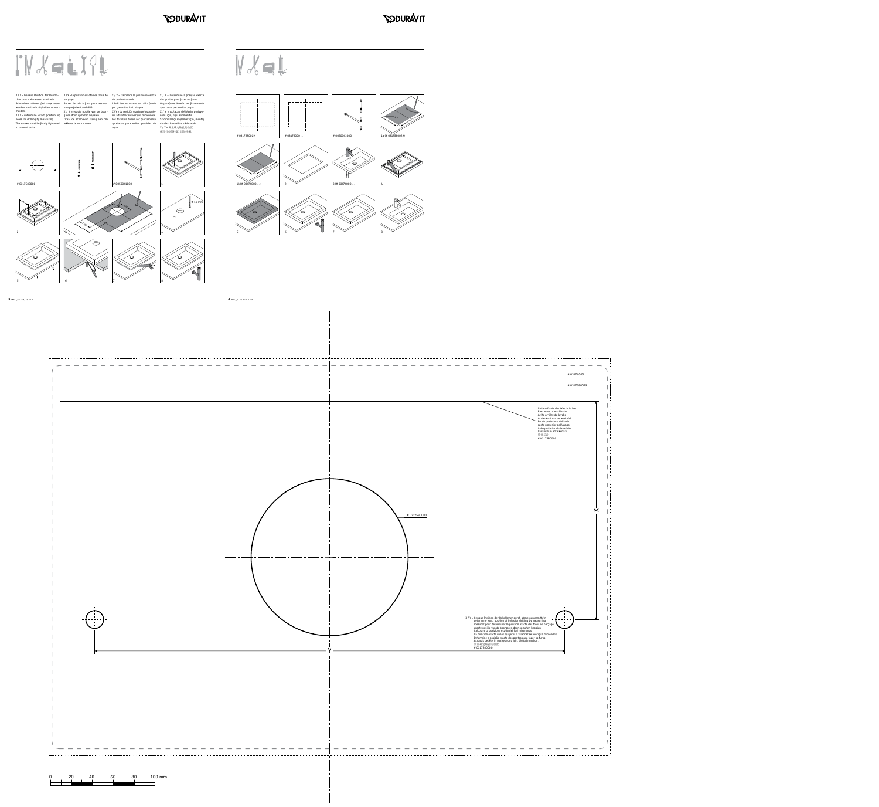X / Y = Genaue Position der Bohrlöcher durch abmessen ermitteln. Schrauben müssen fest angezogen werden um Undichtigkeiten zu vermeiden.
X / Y = determine exact position of holes for drilling by measuring. The screws must be firmly tightened to prevent leaks.

X / Y = la position exacte des trous de perçage
Serrer les vis à fond pour assurer une parfaite étanchéité.
X / Y = exacte positie van de boorgaten door opmeten bepalen.
Draai de schroeven stevig aan om lekkage te voorkomen.

X / Y = Calcolare la posizione esatta dei fori misurando
I dadi devono essere serrati a fondo per garantire i viti stagna
X / Y = La posición exacta de los agujeros a taladrar se averigua midiéndola.
Los tornillos deben ser fuertemente apretados para evitar perdidas de agua

X / Y = Determine a posição exacta dos pontos para fazer os furos.
Os parafusos deverão ser firmemente apertados para evitar fugas.
X / Y = Açılacak deliklerin pozisyonunu ölçü alarak belirleyin.
Sızdırmazlığı sağlamak için, montaj vidaları kuvvetlice sıkılmalıdır.
X / Y = 测量确定钻孔的位置
螺丝应牢牢拧紧，以防渗漏。

# 0317580000

# 0050361000

Ø 10 mm

1 2 3 4 5 6 7 8

# 0317580029

# 03476000

# 0050361000

1a (# 0317580029)

1b (# 03476000)

2 3 (# 03476000) 4 5 6 7 8

# 03476000

# 0317580029

hintere Kante des Waschtisches
Rear edge of washbasin
Arête arrière du lavabo
Achterkant van de wastafel
Bordo posteriore del lavabo
canto posterior del lavabo
Lado posterior do lavatório
Lavabo'nun arka kenarı
脸盆后缘
# 0317580000

# 0317580000

X

Y

X / Y = Genaue Position der Bohrlöcher durch abmessen ermitteln
determine exact position of holes for drilling by measuring
mesurer pour déterminer la position exacte des trous de perçage
exacte positie van de boorgaten door opmeten bepalen
Calcolare la posizione esatta dei fori misurando
La posición exacta de los agujeros a taladrar se averigua midiéndola
Determine a posição exacta dos pontos para fazer os furos
Açılacak deliklerin pozisyonunu ölçü alarak belirleyin
测量确定钻孔的位置
# 0317580000

0 20 40 60 80 100 mm